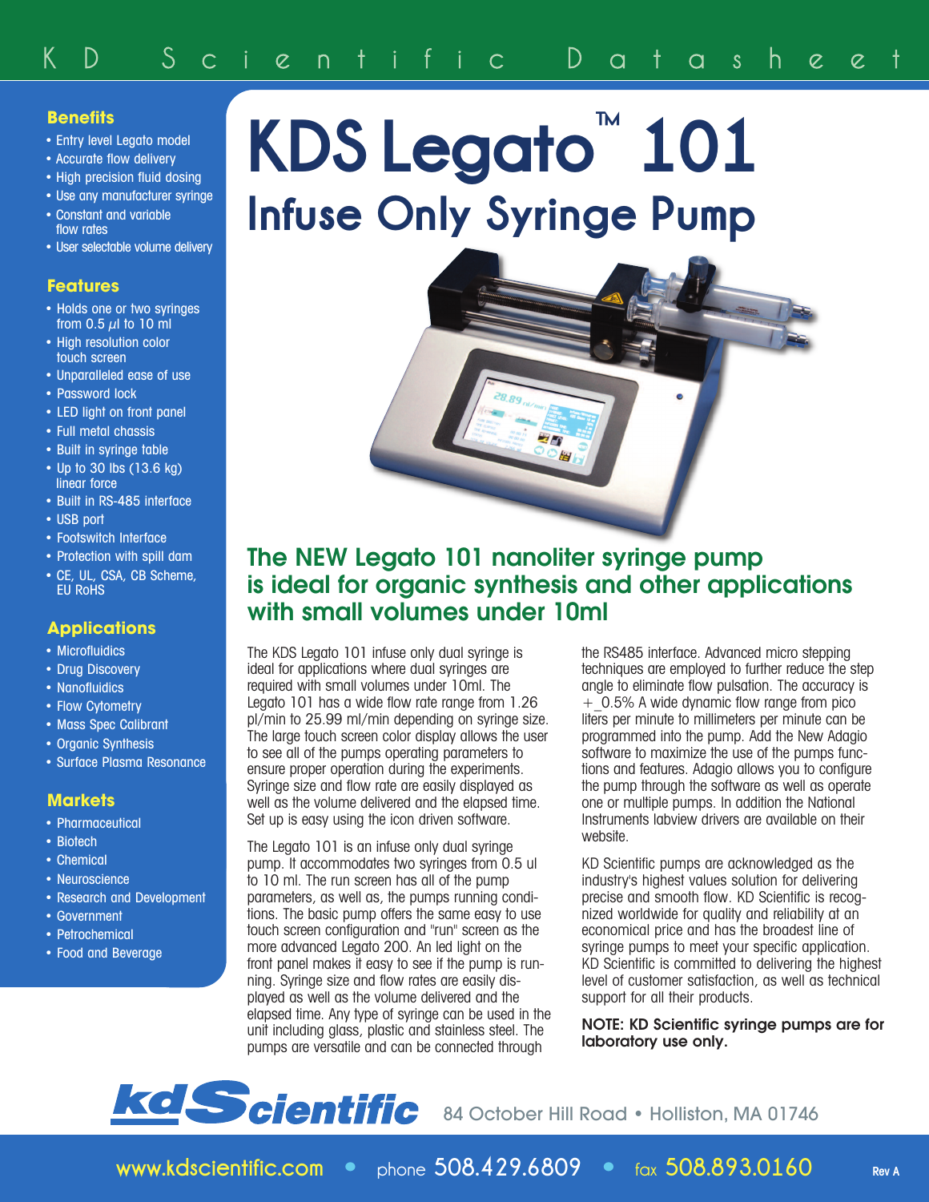K D Scientific Datasheet

# KDS Legato™ 101

## Infuse Only Syringe Pump

### Benefits

- Entry level Legato model
- Accurate flow delivery
- High precision fluid dosing
- Use any manufacturer syringe
- Constant and variable flow rates
- User selectable volume delivery

### Features

- Holds one or two syringes from 0.5 $\mu$l to 10 ml
- High resolution color touch screen
- Unparalleled ease of use
- Password lock
- LED light on front panel
- Full metal chassis
- Built in syringe table
- Up to 30 lbs (13.6 kg) linear force
- Built in RS-485 interface
- USB port
- Footswitch Interface
- Protection with spill dam
- CE, UL, CSA, CB Scheme, EU RoHS

### Applications

- Microfluidics
- Drug Discovery
- Nanofluidics
- Flow Cytometry
- Mass Spec Calibrant
- Organic Synthesis
- Surface Plasma Resonance

### Markets

- Pharmaceutical
- Biotech
- Chemical
- Neuroscience
- Research and Development
- Government
- Petrochemical
- Food and Beverage

## The NEW Legato 101 nanoliter syringe pump is ideal for organic synthesis and other applications with small volumes under 10ml

The KDS Legato 101 infuse only dual syringe is ideal for applications where dual syringes are required with small volumes under 10ml. The Legato 101 has a wide flow rate range from 1.26 pl/min to 25.99 ml/min depending on syringe size. The large touch screen color display allows the user to see all of the pumps operating parameters to ensure proper operation during the experiments. Syringe size and flow rate are easily displayed as well as the volume delivered and the elapsed time. Set up is easy using the icon driven software.

The Legato 101 is an infuse only dual syringe pump. It accommodates two syringes from 0.5 ul to 10 ml. The run screen has all of the pump parameters, as well as, the pumps running conditions. The basic pump offers the same easy to use touch screen configuration and "run" screen as the more advanced Legato 200. An led light on the front panel makes it easy to see if the pump is running. Syringe size and flow rates are easily displayed as well as the volume delivered and the elapsed time. Any type of syringe can be used in the unit including glass, plastic and stainless steel. The pumps are versatile and can be connected through the RS485 interface. Advanced micro stepping techniques are employed to further reduce the step angle to eliminate flow pulsation. The accuracy is $\pm$0.5% A wide dynamic flow range from pico liters per minute to millimeters per minute can be programmed into the pump. Add the New Adagio software to maximize the use of the pumps functions and features. Adagio allows you to configure the pump through the software as well as operate one or multiple pumps. In addition the National Instruments labview drivers are available on their website.

KD Scientific pumps are acknowledged as the industry's highest values solution for delivering precise and smooth flow. KD Scientific is recognized worldwide for quality and reliability at an economical price and has the broadest line of syringe pumps to meet your specific application. KD Scientific is committed to delivering the highest level of customer satisfaction, as well as technical support for all their products.

**NOTE: KD Scientific syringe pumps are for laboratory use only.**

kdScientific 84 October Hill Road • Holliston, MA 01746

www.kdscientific.com • phone 508.429.6809 • fax 508.893.0160

Rev A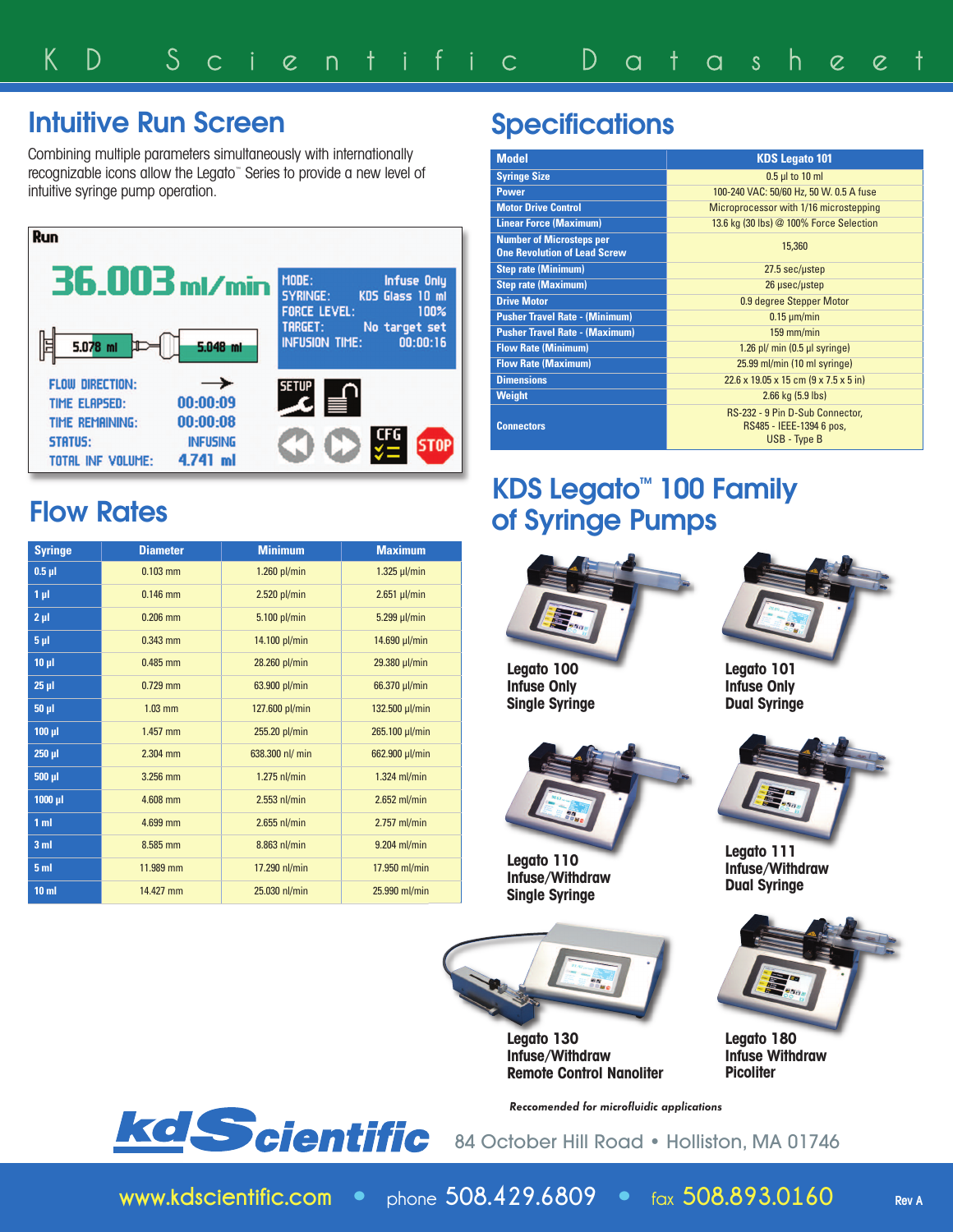## Intuitive Run Screen

Combining multiple parameters simultaneously with internationally recognizable icons allow the Legato™ Series to provide a new level of intuitive syringe pump operation.

Run

36.003 ml/min

5.078 ml

5.048 ml

MODE: Infuse Only
SYRINGE: KDS Glass 10 ml
FORCE LEVEL: 100%
TARGET: No target set
INFUSION TIME: 00:00:16

FLOW DIRECTION: →
TIME ELAPSED: 00:00:09
TIME REMAINING: 00:00:08
STATUS: INFUSING
TOTAL INF VOLUME: 4.741 ml

SETUP
CFG
STOP

## Flow Rates

| Syringe | Diameter | Minimum | Maximum |
|---|---|---|---|
| 0.5 µl | 0.103 mm | 1.260 pl/min | 1.325 µl/min |
| 1 µl | 0.146 mm | 2.520 pl/min | 2.651 µl/min |
| 2 µl | 0.206 mm | 5.100 pl/min | 5.299 µl/min |
| 5 µl | 0.343 mm | 14.100 pl/min | 14.690 µl/min |
| 10 µl | 0.485 mm | 28.260 pl/min | 29.380 µl/min |
| 25 µl | 0.729 mm | 63.900 pl/min | 66.370 µl/min |
| 50 µl | 1.03 mm | 127.600 pl/min | 132.500 µl/min |
| 100 µl | 1.457 mm | 255.20 pl/min | 265.100 µl/min |
| 250 µl | 2.304 mm | 638.300 nl/ min | 662.900 µl/min |
| 500 µl | 3.256 mm | 1.275 nl/min | 1.324 ml/min |
| 1000 µl | 4.608 mm | 2.553 nl/min | 2.652 ml/min |
| 1 ml | 4.699 mm | 2.655 nl/min | 2.757 ml/min |
| 3 ml | 8.585 mm | 8.863 nl/min | 9.204 ml/min |
| 5 ml | 11.989 mm | 17.290 nl/min | 17.950 ml/min |
| 10 ml | 14.427 mm | 25.030 nl/min | 25.990 ml/min |

## Specifications

| Model | KDS Legato 101 |
|---|---|
| Syringe Size | 0.5 µl to 10 ml |
| Power | 100-240 VAC: 50/60 Hz, 50 W. 0.5 A fuse |
| Motor Drive Control | Microprocessor with 1/16 microstepping |
| Linear Force (Maximum) | 13.6 kg (30 lbs) @ 100% Force Selection |
| Number of Microsteps per One Revolution of Lead Screw | 15,360 |
| Step rate (Minimum) | 27.5 sec/µstep |
| Step rate (Maximum) | 26 µsec/µstep |
| Drive Motor | 0.9 degree Stepper Motor |
| Pusher Travel Rate - (Minimum) | 0.15 µm/min |
| Pusher Travel Rate - (Maximum) | 159 mm/min |
| Flow Rate (Minimum) | 1.26 pl/ min (0.5 µl syringe) |
| Flow Rate (Maximum) | 25.99 ml/min (10 ml syringe) |
| Dimensions | 22.6 x 19.05 x 15 cm (9 x 7.5 x 5 in) |
| Weight | 2.66 kg (5.9 lbs) |
| Connectors | RS-232 - 9 Pin D-Sub Connector, RS485 - IEEE-1394 6 pos, USB - Type B |

## KDS Legato™ 100 Family of Syringe Pumps

**Legato 100**
**Infuse Only**
**Single Syringe**

**Legato 101**
**Infuse Only**
**Dual Syringe**

**Legato 110**
**Infuse/Withdraw**
**Single Syringe**

**Legato 111**
**Infuse/Withdraw**
**Dual Syringe**

**Legato 130**
**Infuse/Withdraw**
**Remote Control Nanoliter**

**Legato 180**
**Infuse Withdraw**
**Picoliter**

*Reccomended for microfluidic applications*

kdScientific

84 October Hill Road • Holliston, MA 01746

www.kdscientific.com • phone 508.429.6809 • fax 508.893.0160

Rev A